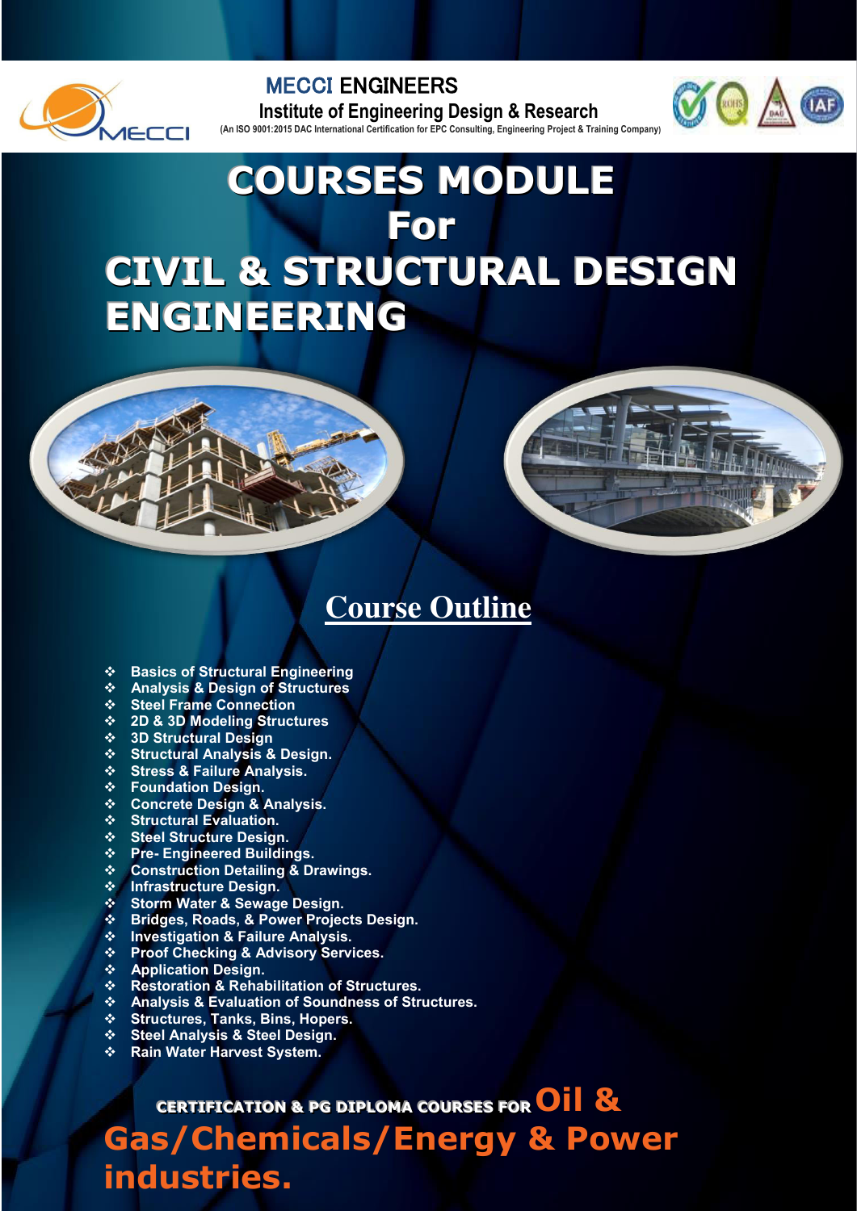MECCI ENGINEERS

Institute of Engineering Design & Research

(An ISO 9001:2015 DAC International Certification for EPC Consulting, Engineering Project & Training Company)

# COURSES MODULE For CIVIL & STRUCTURAL DESIGN ENGINEERING

## Course Outline

- **Basics of Structural Engineering**
- **Analysis & Design of Structures**
- **Steel Frame Connection**
- **2D & 3D Modeling Structures**
- **3D Structural Design**
- **Structural Analysis & Design.**
- **Stress & Failure Analysis.**
- **Foundation Design.**
- **Concrete Design & Analysis.**
- **Structural Evaluation.**
- **Steel Structure Design.**
- **Pre- Engineered Buildings.**
- **Construction Detailing & Drawings.**
- **Infrastructure Design.**
- **Storm Water & Sewage Design.**
- **Bridges, Roads, & Power Projects Design.**
- **Investigation & Failure Analysis.**
- **Proof Checking & Advisory Services.**
- **Application Design.**
- **Restoration & Rehabilitation of Structures.**
- **Analysis & Evaluation of Soundness of Structures.**
- **Structures, Tanks, Bins, Hopers.**
- **Steel Analysis & Steel Design.**
- **Rain Water Harvest System.**

**CERTIFICATION & PG DIPLOMA COURSES FOR Oil & Gas/Chemicals/Energy & Power industries.**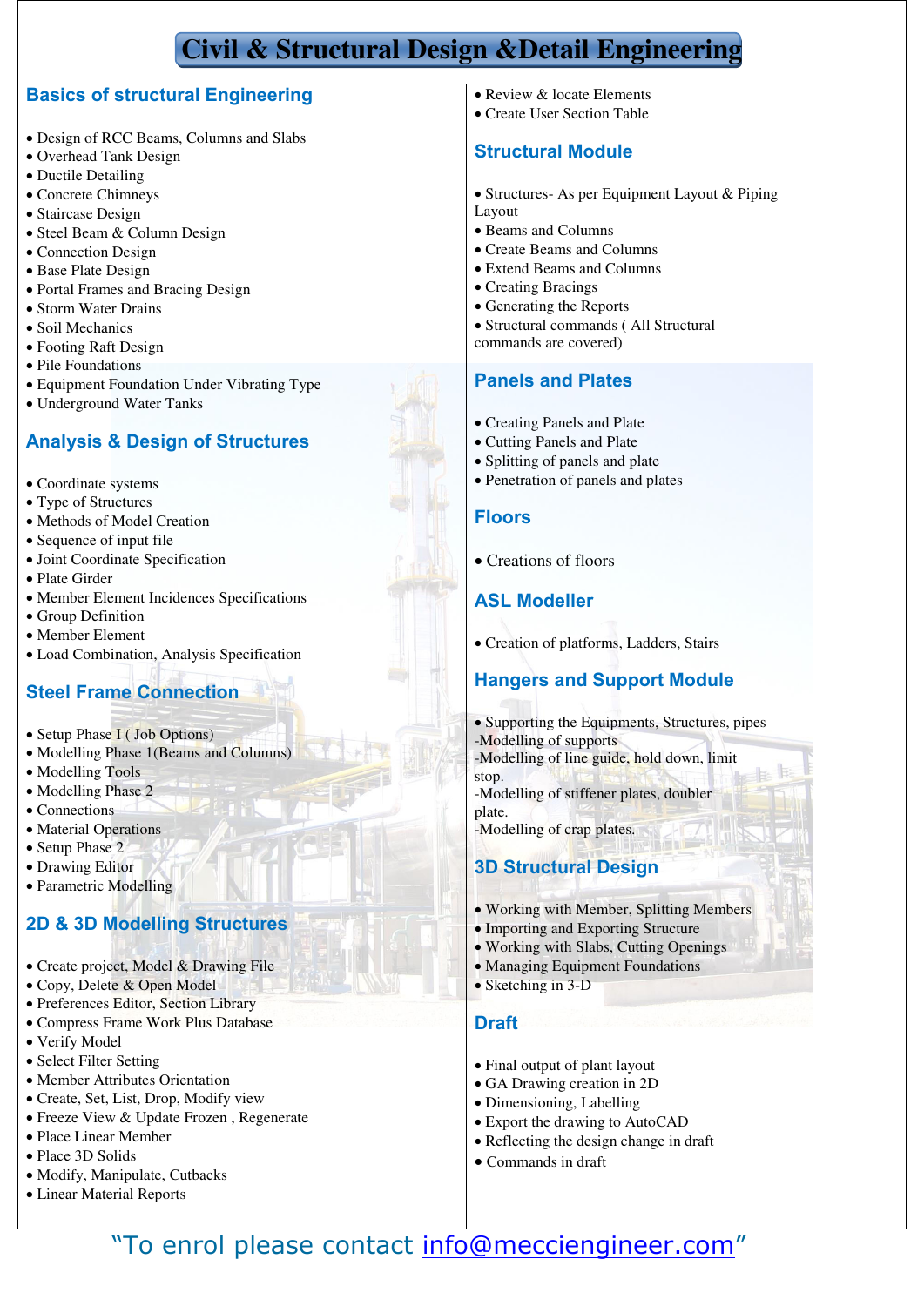# Civil & Structural Design &Detail Engineering

## Basics of structural Engineering

- Design of RCC Beams, Columns and Slabs
- Overhead Tank Design
- Ductile Detailing
- Concrete Chimneys
- Staircase Design
- Steel Beam & Column Design
- Connection Design
- Base Plate Design
- Portal Frames and Bracing Design
- Storm Water Drains
- Soil Mechanics
- Footing Raft Design
- Pile Foundations
- Equipment Foundation Under Vibrating Type
- Underground Water Tanks

## Analysis & Design of Structures

- Coordinate systems
- Type of Structures
- Methods of Model Creation
- Sequence of input file
- Joint Coordinate Specification
- Plate Girder
- Member Element Incidences Specifications
- Group Definition
- Member Element
- Load Combination, Analysis Specification

## Steel Frame Connection

- Setup Phase I ( Job Options)
- Modelling Phase 1(Beams and Columns)
- Modelling Tools
- Modelling Phase 2
- Connections
- Material Operations
- Setup Phase 2
- Drawing Editor
- Parametric Modelling

## 2D & 3D Modelling Structures

- Create project, Model & Drawing File
- Copy, Delete & Open Model
- Preferences Editor, Section Library
- Compress Frame Work Plus Database
- Verify Model
- Select Filter Setting
- Member Attributes Orientation
- Create, Set, List, Drop, Modify view
- Freeze View & Update Frozen , Regenerate
- Place Linear Member
- Place 3D Solids
- Modify, Manipulate, Cutbacks
- Linear Material Reports
- Review & locate Elements
- Create User Section Table

## Structural Module

- Structures- As per Equipment Layout & Piping Layout
- Beams and Columns
- Create Beams and Columns
- Extend Beams and Columns
- Creating Bracings
- Generating the Reports
- Structural commands ( All Structural commands are covered)

## Panels and Plates

- Creating Panels and Plate
- Cutting Panels and Plate
- Splitting of panels and plate
- Penetration of panels and plates

## Floors

- Creations of floors

## ASL Modeller

- Creation of platforms, Ladders, Stairs

## Hangers and Support Module

- Supporting the Equipments, Structures, pipes

-Modelling of supports

-Modelling of line guide, hold down, limit stop.

-Modelling of stiffener plates, doubler plate.

-Modelling of crap plates.

## 3D Structural Design

- Working with Member, Splitting Members
- Importing and Exporting Structure
- Working with Slabs, Cutting Openings
- Managing Equipment Foundations
- Sketching in 3-D

## Draft

- Final output of plant layout
- GA Drawing creation in 2D
- Dimensioning, Labelling
- Export the drawing to AutoCAD
- Reflecting the design change in draft
- Commands in draft

"To enrol please contact info@mecciengineer.com"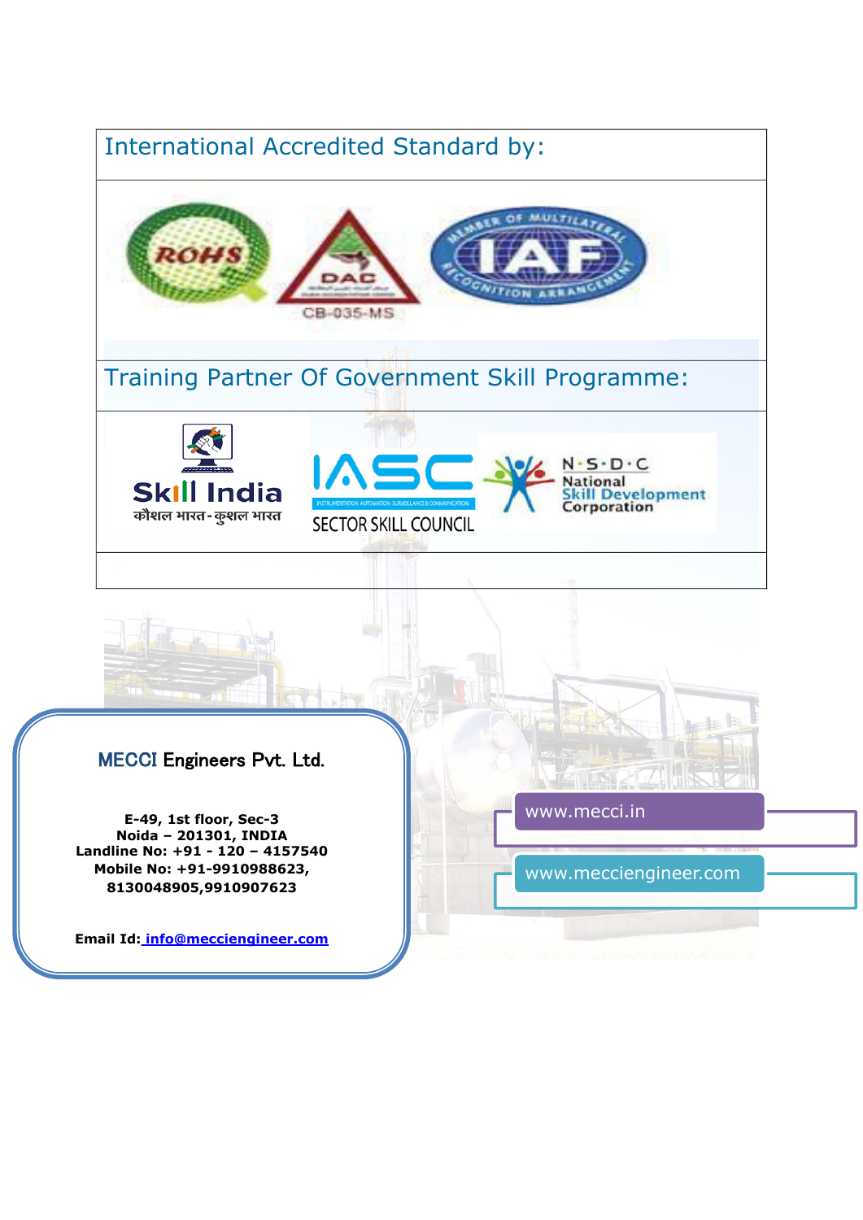International Accredited Standard by:

ROHS

DAC

CB-035-MS

IAF

MEMBER OF MULTILATERAL RECOGNITION ARRANGEMENT

Training Partner Of Government Skill Programme:

Skill India

कौशल भारत - कुशल भारत

IASC

INSTRUMENTATION AUTOMATION SURVEILLANCE & COMMUNICATION

SECTOR SKILL COUNCIL

N·S·D·C

National Skill Development Corporation

**MECCI Engineers Pvt. Ltd.**

**E-49, 1st floor, Sec-3**
**Noida – 201301, INDIA**
**Landline No: +91 - 120 – 4157540**
**Mobile No: +91-9910988623,**
**8130048905,9910907623**

**Email Id: info@mecciengineer.com**

www.mecci.in

www.mecciengineer.com